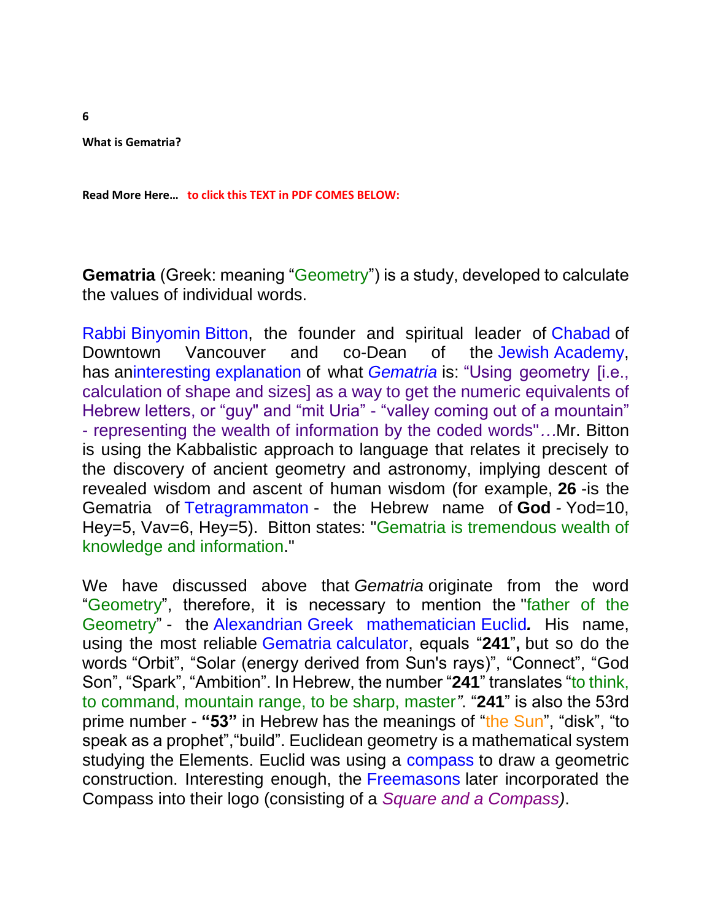6

**What is Gematria?**

**Read More Here… to click this TEXT in PDF COMES BELOW:**

**Gematria** (Greek: meaning "Geometry") is a study, developed to calculate the values of individual words.

Rabbi Binyomin Bitton, the founder and spiritual leader of Chabad of Downtown Vancouver and co-Dean of the Jewish Academy, has aninteresting explanation of what *Gematria* is: "Using geometry [i.e., calculation of shape and sizes] as a way to get the numeric equivalents of Hebrew letters, or "guy" and "mit Uria" - "valley coming out of a mountain" - representing the wealth of information by the coded words"…Mr. Bitton is using the Kabbalistic approach to language that relates it precisely to the discovery of ancient geometry and astronomy, implying descent of revealed wisdom and ascent of human wisdom (for example, **26** -is the Gematria of Tetragrammaton - the Hebrew name of **God** - Yod=10, Hey=5, Vav=6, Hey=5). Bitton states: "Gematria is tremendous wealth of knowledge and information."

We have discussed above that *Gematria* originate from the word "Geometry", therefore, it is necessary to mention the "father of the Geometry" - the Alexandrian Greek mathematician Euclid***.*** His name, using the most reliable Gematria calculator, equals "**241**"**,** but so do the words "Orbit", "Solar (energy derived from Sun's rays)", "Connect", "God Son", "Spark", "Ambition". In Hebrew, the number "**241**" translates "to think, to command, mountain range, to be sharp, master*"*. "**241**" is also the 53rd prime number - **"53"** in Hebrew has the meanings of "the Sun", "disk", "to speak as a prophet","build". Euclidean geometry is a mathematical system studying the Elements. Euclid was using a compass to draw a geometric construction. Interesting enough, the Freemasons later incorporated the Compass into their logo (consisting of a *Square and a Compass)*.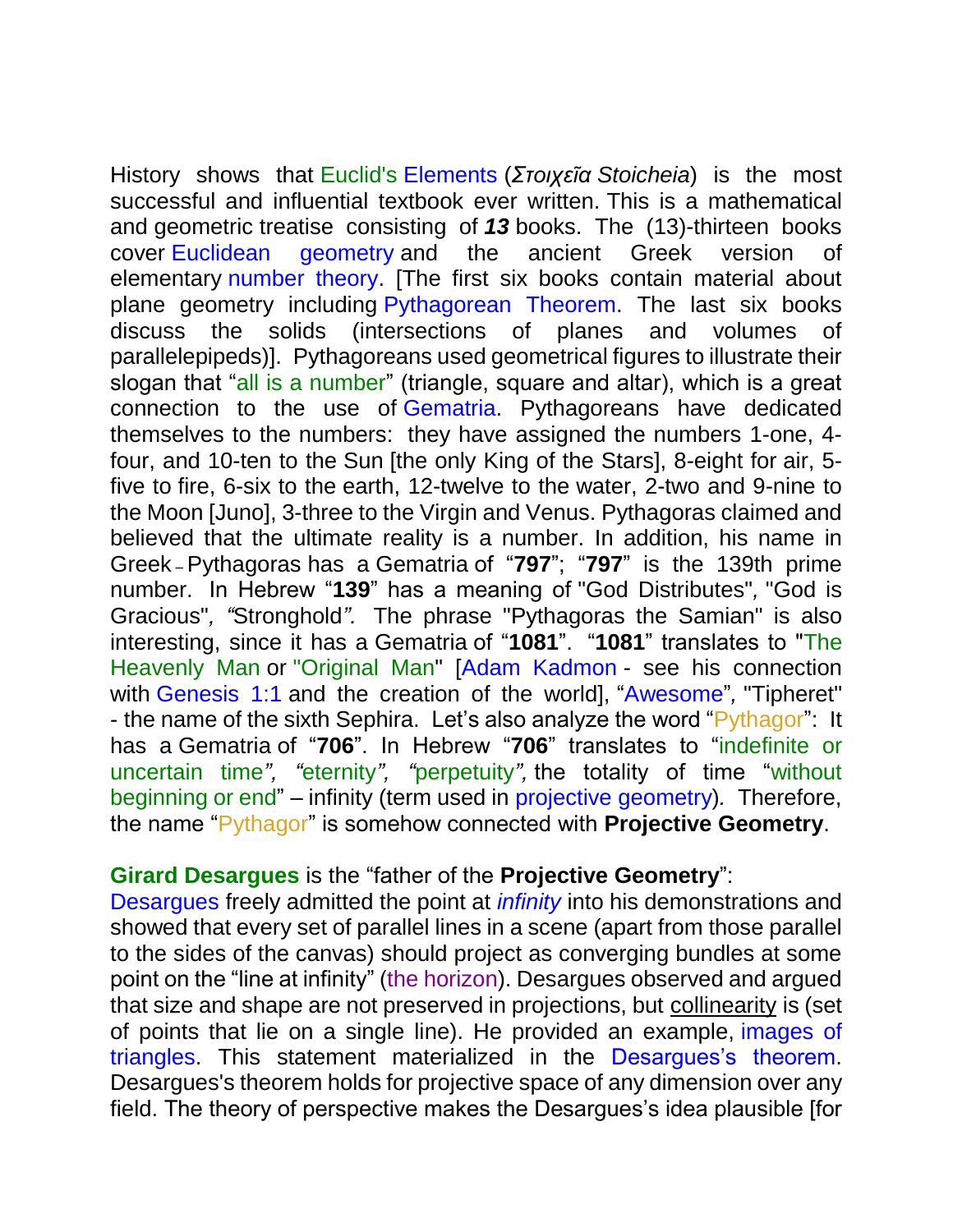History shows that Euclid's Elements (*Στοιχεῖα Stoicheia*) is the most successful and influential textbook ever written. This is a mathematical and geometric treatise consisting of ***13*** books. The (13)-thirteen books cover Euclidean geometry and the ancient Greek version of elementary number theory. [The first six books contain material about plane geometry including Pythagorean Theorem. The last six books discuss the solids (intersections of planes and volumes of parallelepipeds)]. Pythagoreans used geometrical figures to illustrate their slogan that "all is a number" (triangle, square and altar), which is a great connection to the use of Gematria. Pythagoreans have dedicated themselves to the numbers: they have assigned the numbers 1-one, 4-four, and 10-ten to the Sun [the only King of the Stars], 8-eight for air, 5-five to fire, 6-six to the earth, 12-twelve to the water, 2-two and 9-nine to the Moon [Juno], 3-three to the Virgin and Venus. Pythagoras claimed and believed that the ultimate reality is a number. In addition, his name in Greek – Pythagoras has a Gematria of "**797**"; "**797**" is the 139th prime number. In Hebrew "**139**" has a meaning of "God Distributes", "God is Gracious"*, "*Stronghold*".* The phrase "Pythagoras the Samian" is also interesting, since it has a Gematria of "**1081**". "**1081**" translates to **"**The Heavenly Man or "Original Man" [Adam Kadmon - see his connection with Genesis 1:1 and the creation of the world], "Awesome"*,* "Tipheret" - the name of the sixth Sephira. Let's also analyze the word "Pythagor": It has a Gematria of "**706**". In Hebrew "**706**" translates to "indefinite or uncertain time*", "*eternity*", "*perpetuity*",* the totality of time "without beginning or end" – infinity (term used in projective geometry). Therefore, the name "Pythagor" is somehow connected with **Projective Geometry**.

**Girard Desargues** is the "father of the **Projective Geometry**":
Desargues freely admitted the point at *infinity* into his demonstrations and showed that every set of parallel lines in a scene (apart from those parallel to the sides of the canvas) should project as converging bundles at some point on the "line at infinity" (the horizon). Desargues observed and argued that size and shape are not preserved in projections, but collinearity is (set of points that lie on a single line). He provided an example, images of triangles. This statement materialized in the Desargues's theorem. Desargues's theorem holds for projective space of any dimension over any field. The theory of perspective makes the Desargues's idea plausible [for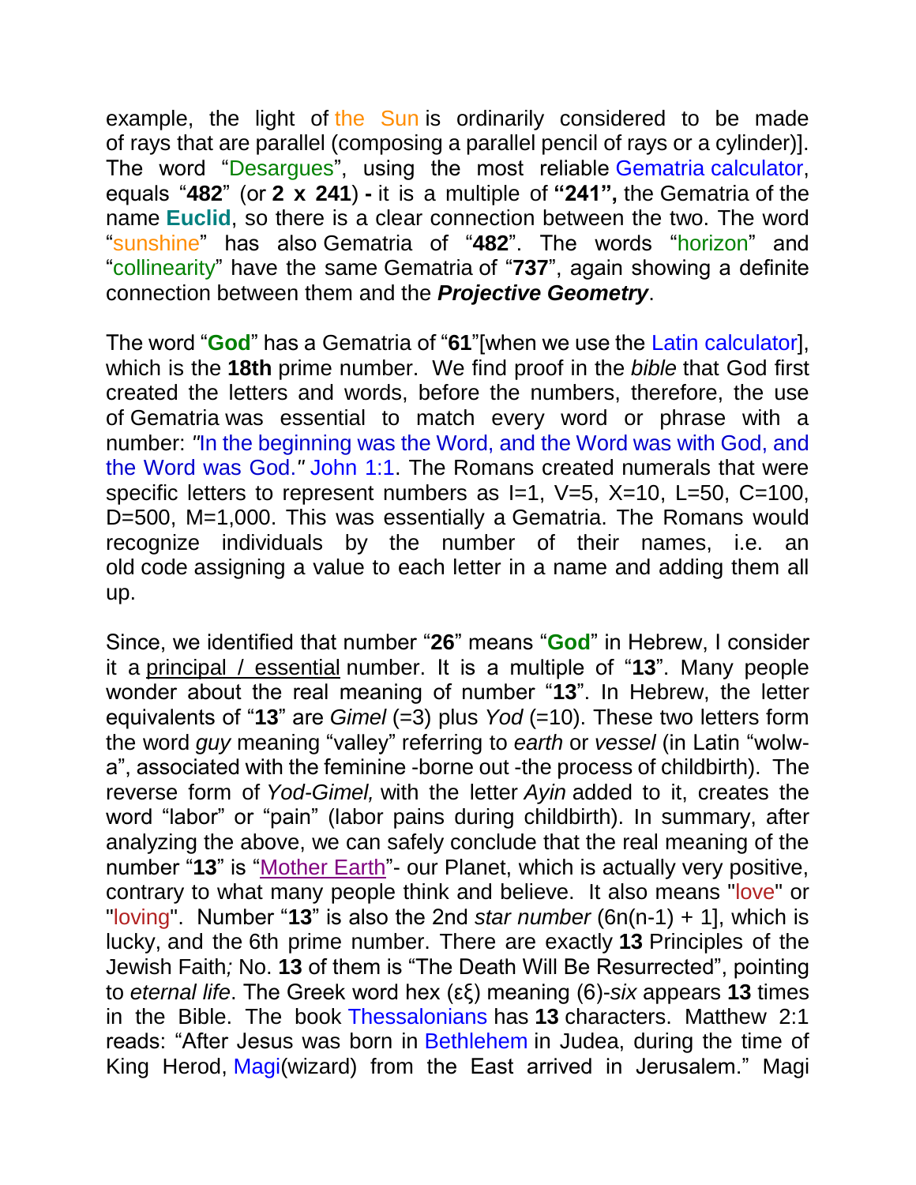example, the light of the Sun is ordinarily considered to be made of rays that are parallel (composing a parallel pencil of rays or a cylinder)]. The word "Desargues", using the most reliable Gematria calculator, equals "**482**" (or **2 x 241**) **-** it is a multiple of **"241",** the Gematria of the name **Euclid**, so there is a clear connection between the two. The word "sunshine" has also Gematria of "**482**". The words "horizon" and "collinearity" have the same Gematria of "**737**", again showing a definite connection between them and the ***Projective Geometry***.

The word "**God**" has a Gematria of "**61**"[when we use the Latin calculator], which is the **18th** prime number. We find proof in the *bible* that God first created the letters and words, before the numbers, therefore, the use of Gematria was essential to match every word or phrase with a number: *"*In the beginning was the Word, and the Word was with God, and the Word was God.*"* John 1:1. The Romans created numerals that were specific letters to represent numbers as I=1, V=5, X=10, L=50, C=100, D=500, M=1,000. This was essentially a Gematria. The Romans would recognize individuals by the number of their names, i.e. an old code assigning a value to each letter in a name and adding them all up.

Since, we identified that number "**26**" means "**God**" in Hebrew, I consider it a principal / essential number. It is a multiple of "**13**". Many people wonder about the real meaning of number "**13**". In Hebrew, the letter equivalents of "**13**" are *Gimel* (=3) plus *Yod* (=10). These two letters form the word *guy* meaning "valley" referring to *earth* or *vessel* (in Latin "wolw-a", associated with the feminine -borne out -the process of childbirth). The reverse form of *Yod-Gimel,* with the letter *Ayin* added to it, creates the word "labor" or "pain" (labor pains during childbirth). In summary, after analyzing the above, we can safely conclude that the real meaning of the number "**13**" is "Mother Earth"- our Planet, which is actually very positive, contrary to what many people think and believe. It also means "love" or "loving". Number "**13**" is also the 2nd *star number* (6n(n-1) + 1], which is lucky, and the 6th prime number. There are exactly **13** Principles of the Jewish Faith*;* No. **13** of them is "The Death Will Be Resurrected", pointing to *eternal life*. The Greek word hex (εξ) meaning (6)-*six* appears **13** times in the Bible. The book Thessalonians has **13** characters. Matthew 2:1 reads: "After Jesus was born in Bethlehem in Judea, during the time of King Herod, Magi(wizard) from the East arrived in Jerusalem." Magi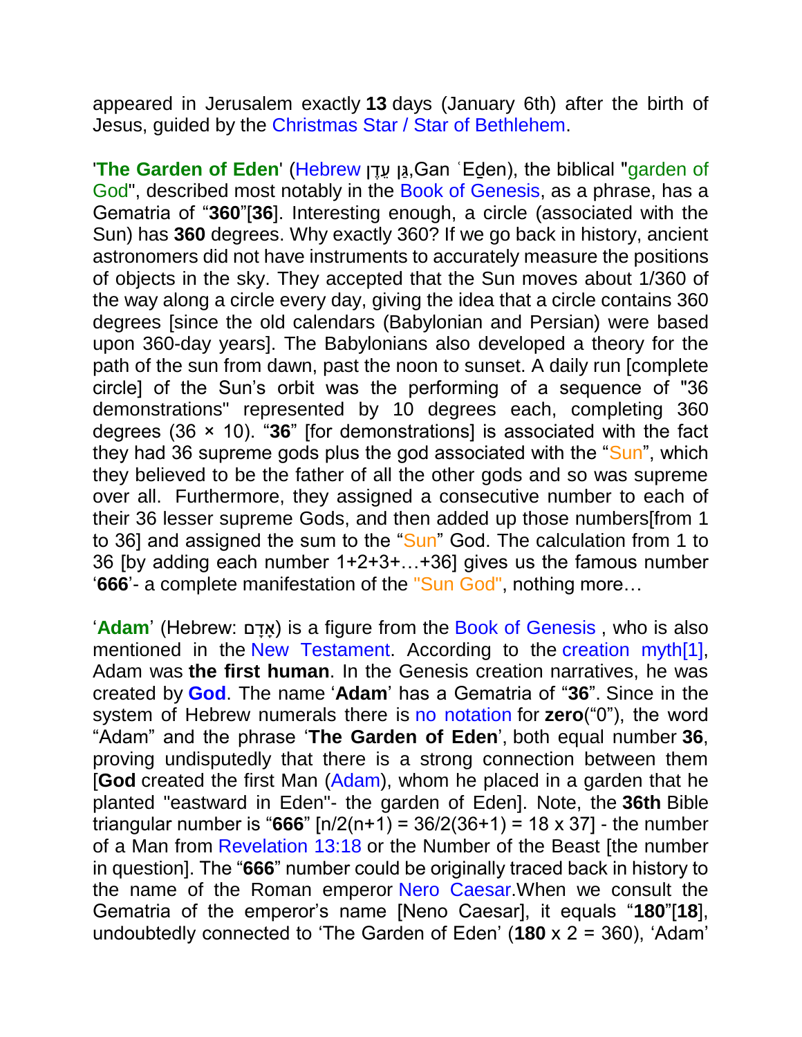appeared in Jerusalem exactly **13** days (January 6th) after the birth of Jesus, guided by the Christmas Star / Star of Bethlehem.

'**The Garden of Eden**' (Hebrew גַּן עֵדֶן,Gan ʿEḏen), the biblical "garden of God", described most notably in the Book of Genesis, as a phrase, has a Gematria of "**360**"[**36**]. Interesting enough, a circle (associated with the Sun) has **360** degrees. Why exactly 360? If we go back in history, ancient astronomers did not have instruments to accurately measure the positions of objects in the sky. They accepted that the Sun moves about 1/360 of the way along a circle every day, giving the idea that a circle contains 360 degrees [since the old calendars (Babylonian and Persian) were based upon 360-day years]. The Babylonians also developed a theory for the path of the sun from dawn, past the noon to sunset. A daily run [complete circle] of the Sun's orbit was the performing of a sequence of "36 demonstrations" represented by 10 degrees each, completing 360 degrees (36 × 10). "**36**" [for demonstrations] is associated with the fact they had 36 supreme gods plus the god associated with the "Sun", which they believed to be the father of all the other gods and so was supreme over all. Furthermore, they assigned a consecutive number to each of their 36 lesser supreme Gods, and then added up those numbers[from 1 to 36] and assigned the sum to the "Sun" God. The calculation from 1 to 36 [by adding each number 1+2+3+…+36] gives us the famous number '**666**'- a complete manifestation of the "Sun God", nothing more…

'**Adam**' (Hebrew: אָדָם) is a figure from the Book of Genesis , who is also mentioned in the New Testament. According to the creation myth[1], Adam was **the first human**. In the Genesis creation narratives, he was created by **God**. The name '**Adam**' has a Gematria of "**36**". Since in the system of Hebrew numerals there is no notation for **zero**("0"), the word "Adam" and the phrase '**The Garden of Eden**', both equal number **36**, proving undisputedly that there is a strong connection between them [**God** created the first Man (Adam), whom he placed in a garden that he planted "eastward in Eden"- the garden of Eden]. Note, the **36th** Bible triangular number is "**666**" [n/2(n+1) = 36/2(36+1) = 18 x 37] - the number of a Man from Revelation 13:18 or the Number of the Beast [the number in question]. The "**666**" number could be originally traced back in history to the name of the Roman emperor Nero Caesar.When we consult the Gematria of the emperor's name [Neno Caesar], it equals "**180**"[**18**], undoubtedly connected to 'The Garden of Eden' (**180** x 2 = 360), 'Adam'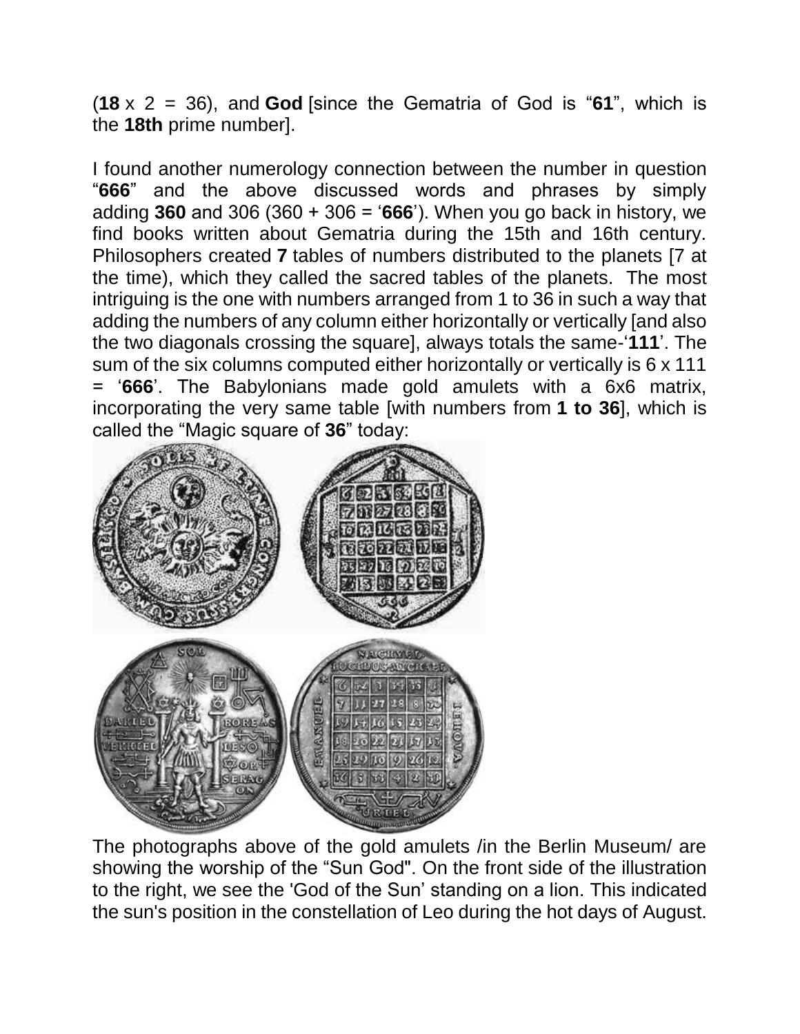(**18** x 2 = 36), and **God** [since the Gematria of God is "**61**", which is the **18th** prime number].

I found another numerology connection between the number in question "**666**" and the above discussed words and phrases by simply adding **360** and 306 (360 + 306 = '**666**'). When you go back in history, we find books written about Gematria during the 15th and 16th century. Philosophers created **7** tables of numbers distributed to the planets [7 at the time), which they called the sacred tables of the planets. The most intriguing is the one with numbers arranged from 1 to 36 in such a way that adding the numbers of any column either horizontally or vertically [and also the two diagonals crossing the square], always totals the same-'**111**'. The sum of the six columns computed either horizontally or vertically is 6 x 111 = '**666**'. The Babylonians made gold amulets with a 6x6 matrix, incorporating the very same table [with numbers from **1 to 36**], which is called the "Magic square of **36**" today:

The photographs above of the gold amulets /in the Berlin Museum/ are showing the worship of the "Sun God". On the front side of the illustration to the right, we see the 'God of the Sun' standing on a lion. This indicated the sun's position in the constellation of Leo during the hot days of August.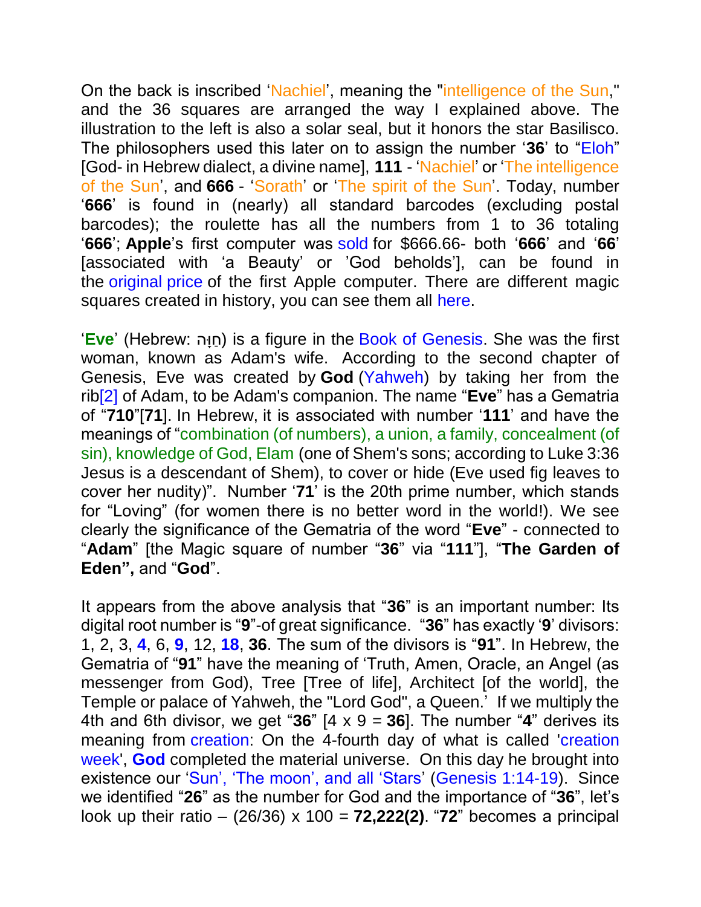On the back is inscribed 'Nachiel', meaning the "intelligence of the Sun," and the 36 squares are arranged the way I explained above. The illustration to the left is also a solar seal, but it honors the star Basilisco. The philosophers used this later on to assign the number '**36**' to "Eloh" [God- in Hebrew dialect, a divine name], **111** - 'Nachiel' or 'The intelligence of the Sun', and **666** - 'Sorath' or 'The spirit of the Sun'. Today, number '**666**' is found in (nearly) all standard barcodes (excluding postal barcodes); the roulette has all the numbers from 1 to 36 totaling '**666**'; **Apple**'s first computer was sold for $666.66- both '**666**' and '**66**' [associated with 'a Beauty' or 'God beholds'], can be found in the original price of the first Apple computer. There are different magic squares created in history, you can see them all here.

'**Eve**' (Hebrew: חַוָּה) is a figure in the Book of Genesis. She was the first woman, known as Adam's wife. According to the second chapter of Genesis, Eve was created by **God** (Yahweh) by taking her from the rib[2] of Adam, to be Adam's companion. The name "**Eve**" has a Gematria of "**710**"[**71**]. In Hebrew, it is associated with number '**111**' and have the meanings of "combination (of numbers), a union, a family, concealment (of sin), knowledge of God, Elam (one of Shem's sons; according to Luke 3:36 Jesus is a descendant of Shem), to cover or hide (Eve used fig leaves to cover her nudity)". Number '**71**' is the 20th prime number, which stands for "Loving" (for women there is no better word in the world!). We see clearly the significance of the Gematria of the word "**Eve**" - connected to "**Adam**" [the Magic square of number "**36**" via "**111**"], "**The Garden of Eden",** and "**God**".

It appears from the above analysis that "**36**" is an important number: Its digital root number is "**9**"-of great significance. "**36**" has exactly '**9**' divisors: 1, 2, 3, **4**, 6, **9**, 12, **18**, **36**. The sum of the divisors is "**91**". In Hebrew, the Gematria of "**91**" have the meaning of 'Truth, Amen, Oracle, an Angel (as messenger from God), Tree [Tree of life], Architect [of the world], the Temple or palace of Yahweh, the "Lord God", a Queen.' If we multiply the 4th and 6th divisor, we get "**36**" [4 x 9 = **36**]. The number "**4**" derives its meaning from creation: On the 4-fourth day of what is called 'creation week', **God** completed the material universe. On this day he brought into existence our 'Sun', 'The moon', and all 'Stars' (Genesis 1:14-19). Since we identified "**26**" as the number for God and the importance of "**36**", let's look up their ratio – (26/36) x 100 = **72,222(2)**. "**72**" becomes a principal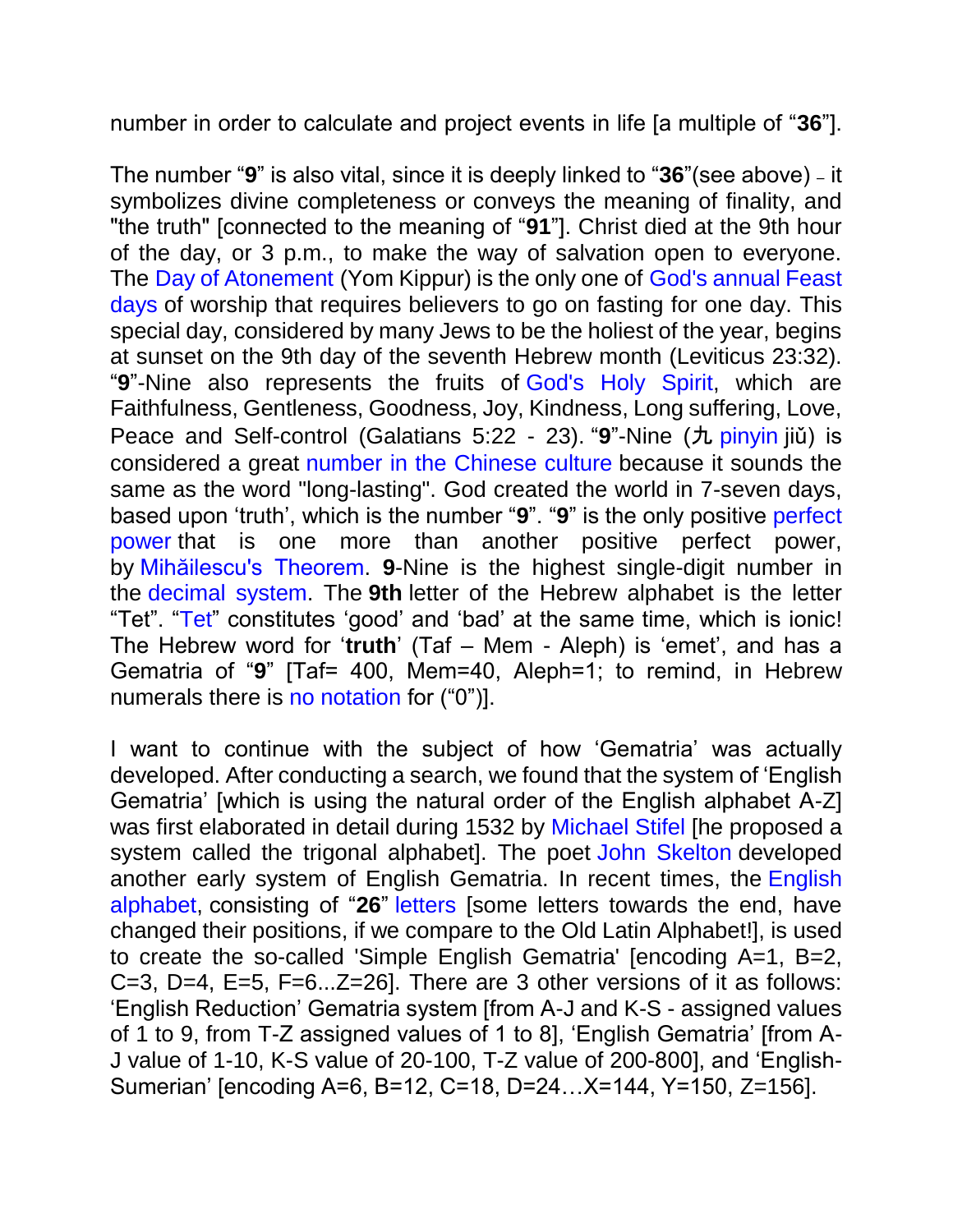number in order to calculate and project events in life [a multiple of "**36**"].

The number "**9**" is also vital, since it is deeply linked to "**36**"(see above) – it symbolizes divine completeness or conveys the meaning of finality, and "the truth" [connected to the meaning of "**91**"]. Christ died at the 9th hour of the day, or 3 p.m., to make the way of salvation open to everyone. The Day of Atonement (Yom Kippur) is the only one of God's annual Feast days of worship that requires believers to go on fasting for one day. This special day, considered by many Jews to be the holiest of the year, begins at sunset on the 9th day of the seventh Hebrew month (Leviticus 23:32). "**9**"-Nine also represents the fruits of God's Holy Spirit, which are Faithfulness, Gentleness, Goodness, Joy, Kindness, Long suffering, Love, Peace and Self-control (Galatians 5:22 - 23). "**9**"-Nine (九 pinyin jiǔ) is considered a great number in the Chinese culture because it sounds the same as the word "long-lasting". God created the world in 7-seven days, based upon 'truth', which is the number "**9**". "**9**" is the only positive perfect power that is one more than another positive perfect power, by Mihăilescu's Theorem. **9**-Nine is the highest single-digit number in the decimal system. The **9th** letter of the Hebrew alphabet is the letter "Tet". "Tet" constitutes 'good' and 'bad' at the same time, which is ionic! The Hebrew word for '**truth**' (Taf – Mem - Aleph) is 'emet', and has a Gematria of "**9**" [Taf= 400, Mem=40, Aleph=1; to remind, in Hebrew numerals there is no notation for ("0")].

I want to continue with the subject of how 'Gematria' was actually developed. After conducting a search, we found that the system of 'English Gematria' [which is using the natural order of the English alphabet A-Z] was first elaborated in detail during 1532 by Michael Stifel [he proposed a system called the trigonal alphabet]. The poet John Skelton developed another early system of English Gematria. In recent times, the English alphabet, consisting of "**26**" letters [some letters towards the end, have changed their positions, if we compare to the Old Latin Alphabet!], is used to create the so-called 'Simple English Gematria' [encoding A=1, B=2, C=3, D=4, E=5, F=6...Z=26]. There are 3 other versions of it as follows: 'English Reduction' Gematria system [from A-J and K-S - assigned values of 1 to 9, from T-Z assigned values of 1 to 8], 'English Gematria' [from A-J value of 1-10, K-S value of 20-100, T-Z value of 200-800], and 'English-Sumerian' [encoding A=6, B=12, C=18, D=24…X=144, Y=150, Z=156].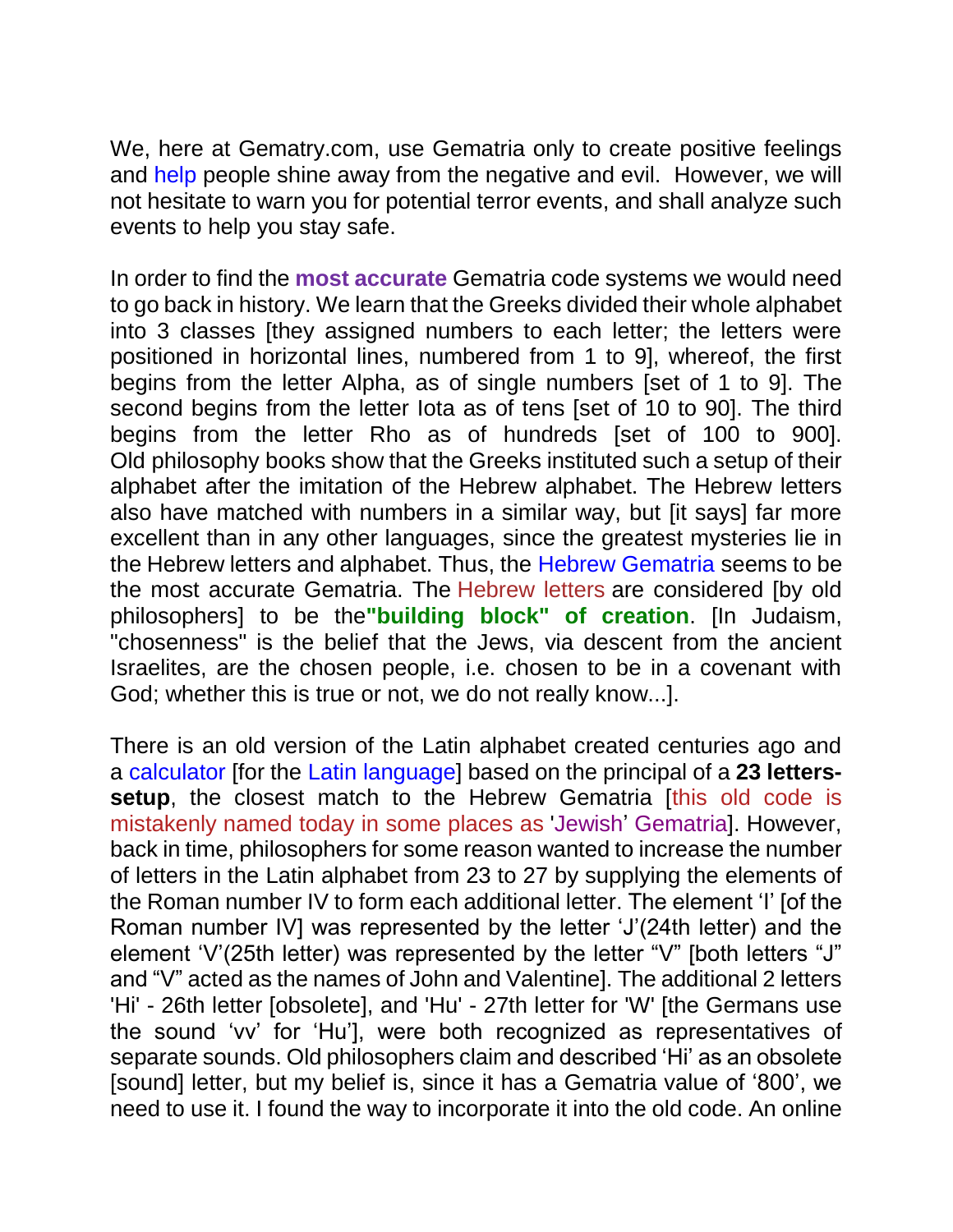We, here at Gematry.com, use Gematria only to create positive feelings and help people shine away from the negative and evil. However, we will not hesitate to warn you for potential terror events, and shall analyze such events to help you stay safe.

In order to find the **most accurate** Gematria code systems we would need to go back in history. We learn that the Greeks divided their whole alphabet into 3 classes [they assigned numbers to each letter; the letters were positioned in horizontal lines, numbered from 1 to 9], whereof, the first begins from the letter Alpha, as of single numbers [set of 1 to 9]. The second begins from the letter Iota as of tens [set of 10 to 90]. The third begins from the letter Rho as of hundreds [set of 100 to 900]. Old philosophy books show that the Greeks instituted such a setup of their alphabet after the imitation of the Hebrew alphabet. The Hebrew letters also have matched with numbers in a similar way, but [it says] far more excellent than in any other languages, since the greatest mysteries lie in the Hebrew letters and alphabet. Thus, the Hebrew Gematria seems to be the most accurate Gematria. The Hebrew letters are considered [by old philosophers] to be the **"building block" of creation**. [In Judaism, "chosenness" is the belief that the Jews, via descent from the ancient Israelites, are the chosen people, i.e. chosen to be in a covenant with God; whether this is true or not, we do not really know...].

There is an old version of the Latin alphabet created centuries ago and a calculator [for the Latin language] based on the principal of a **23 letters-setup**, the closest match to the Hebrew Gematria [this old code is mistakenly named today in some places as 'Jewish' Gematria]. However, back in time, philosophers for some reason wanted to increase the number of letters in the Latin alphabet from 23 to 27 by supplying the elements of the Roman number IV to form each additional letter. The element 'I' [of the Roman number IV] was represented by the letter 'J'(24th letter) and the element 'V'(25th letter) was represented by the letter "V" [both letters "J" and "V" acted as the names of John and Valentine]. The additional 2 letters 'Hi' - 26th letter [obsolete], and 'Hu' - 27th letter for 'W' [the Germans use the sound 'vv' for 'Hu'], were both recognized as representatives of separate sounds. Old philosophers claim and described 'Hi' as an obsolete [sound] letter, but my belief is, since it has a Gematria value of '800', we need to use it. I found the way to incorporate it into the old code. An online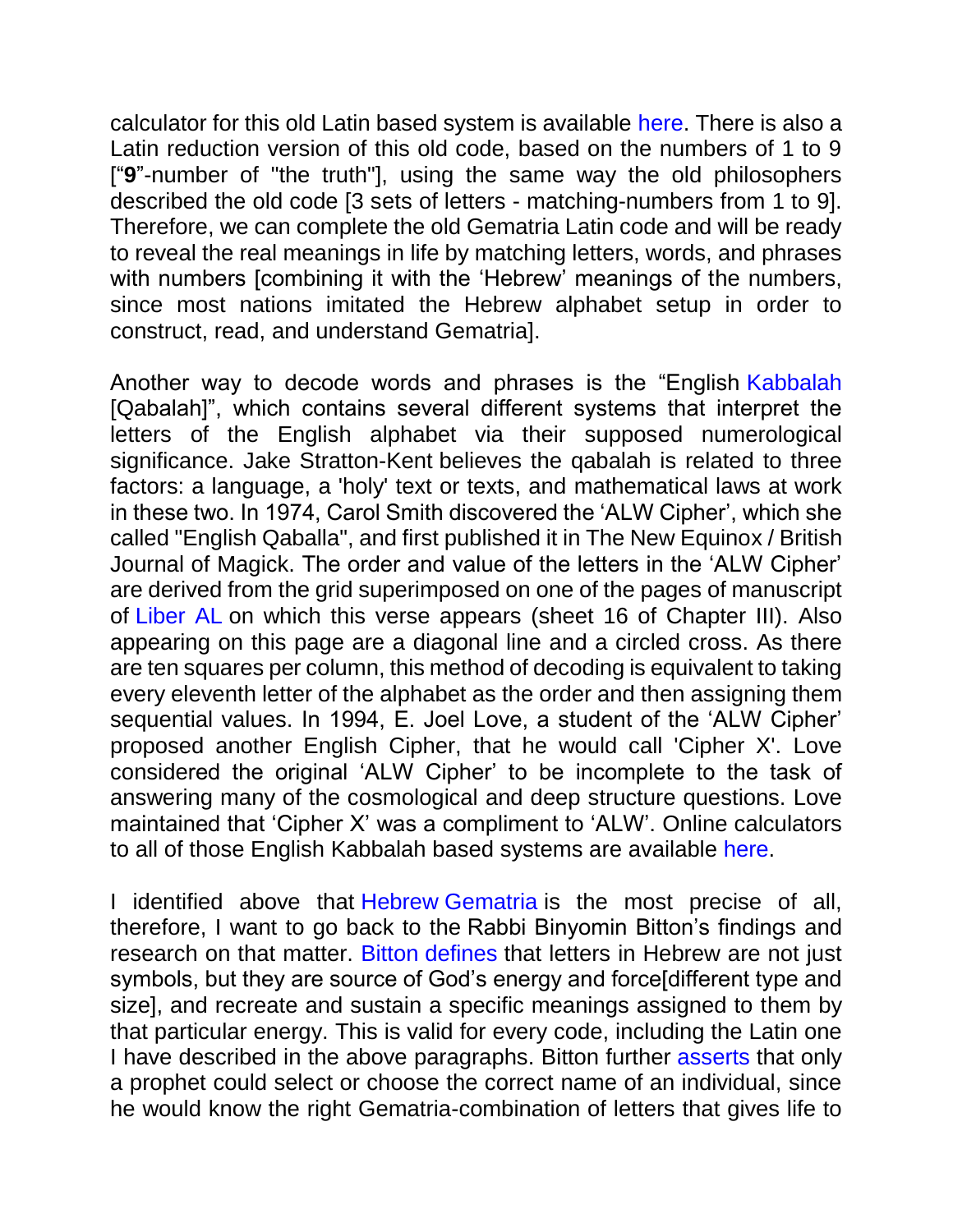calculator for this old Latin based system is available here. There is also a Latin reduction version of this old code, based on the numbers of 1 to 9 ["**9**"-number of "the truth"], using the same way the old philosophers described the old code [3 sets of letters - matching-numbers from 1 to 9]. Therefore, we can complete the old Gematria Latin code and will be ready to reveal the real meanings in life by matching letters, words, and phrases with numbers [combining it with the 'Hebrew' meanings of the numbers, since most nations imitated the Hebrew alphabet setup in order to construct, read, and understand Gematria].

Another way to decode words and phrases is the "English Kabbalah [Qabalah]", which contains several different systems that interpret the letters of the English alphabet via their supposed numerological significance. Jake Stratton-Kent believes the qabalah is related to three factors: a language, a 'holy' text or texts, and mathematical laws at work in these two. In 1974, Carol Smith discovered the 'ALW Cipher', which she called "English Qaballa", and first published it in The New Equinox / British Journal of Magick. The order and value of the letters in the 'ALW Cipher' are derived from the grid superimposed on one of the pages of manuscript of Liber AL on which this verse appears (sheet 16 of Chapter III). Also appearing on this page are a diagonal line and a circled cross. As there are ten squares per column, this method of decoding is equivalent to taking every eleventh letter of the alphabet as the order and then assigning them sequential values. In 1994, E. Joel Love, a student of the 'ALW Cipher' proposed another English Cipher, that he would call 'Cipher X'. Love considered the original 'ALW Cipher' to be incomplete to the task of answering many of the cosmological and deep structure questions. Love maintained that 'Cipher X' was a compliment to 'ALW'. Online calculators to all of those English Kabbalah based systems are available here.

I identified above that Hebrew Gematria is the most precise of all, therefore, I want to go back to the Rabbi Binyomin Bitton's findings and research on that matter. Bitton defines that letters in Hebrew are not just symbols, but they are source of God's energy and force[different type and size], and recreate and sustain a specific meanings assigned to them by that particular energy. This is valid for every code, including the Latin one I have described in the above paragraphs. Bitton further asserts that only a prophet could select or choose the correct name of an individual, since he would know the right Gematria-combination of letters that gives life to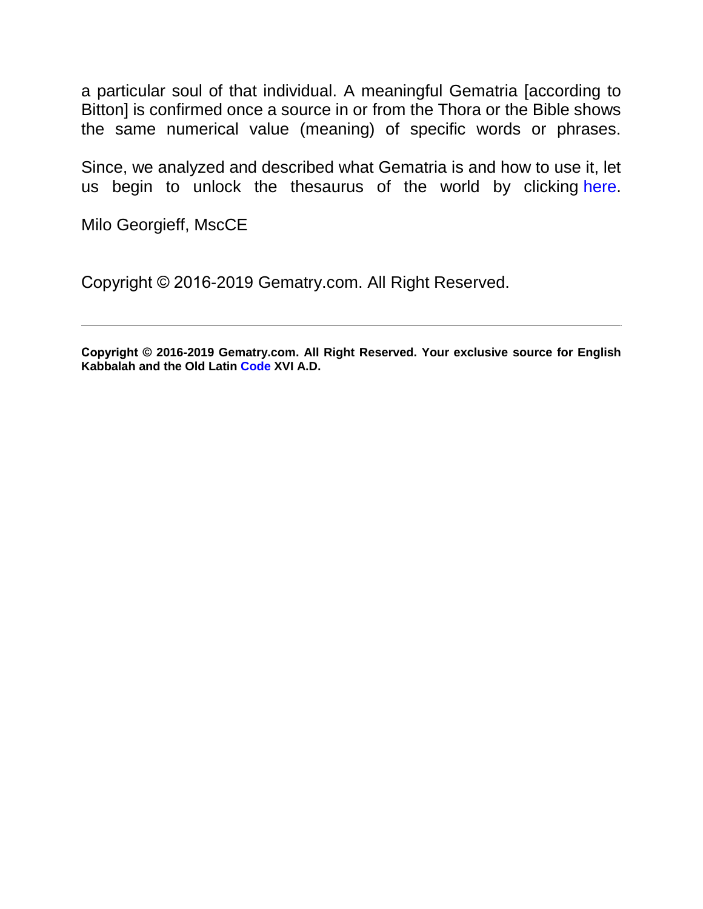a particular soul of that individual. A meaningful Gematria [according to Bitton] is confirmed once a source in or from the Thora or the Bible shows the same numerical value (meaning) of specific words or phrases.

Since, we analyzed and described what Gematria is and how to use it, let us begin to unlock the thesaurus of the world by clicking here.

Milo Georgieff, MscCE

Copyright © 2016-2019 Gematry.com. All Right Reserved.

---

**Copyright © 2016-2019 Gematry.com. All Right Reserved. Your exclusive source for English Kabbalah and the Old Latin Code XVI A.D.**